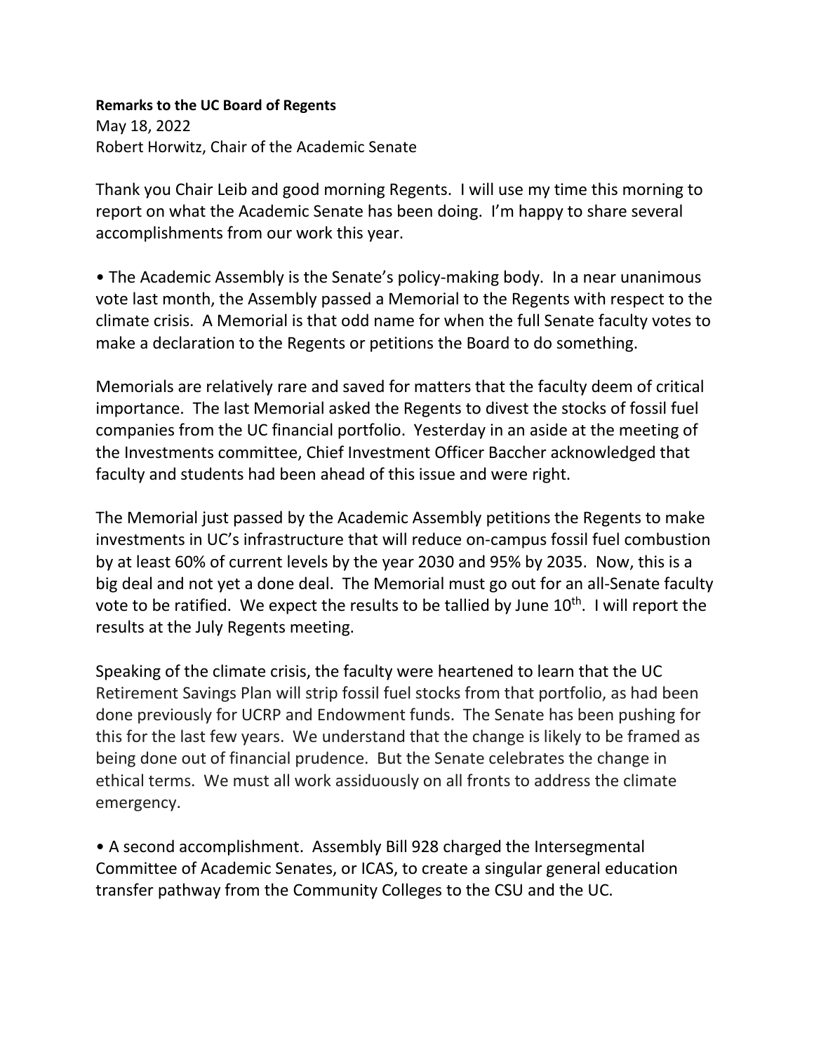**Remarks to the UC Board of Regents**
May 18, 2022
Robert Horwitz, Chair of the Academic Senate

Thank you Chair Leib and good morning Regents. I will use my time this morning to report on what the Academic Senate has been doing. I'm happy to share several accomplishments from our work this year.

• The Academic Assembly is the Senate's policy-making body. In a near unanimous vote last month, the Assembly passed a Memorial to the Regents with respect to the climate crisis. A Memorial is that odd name for when the full Senate faculty votes to make a declaration to the Regents or petitions the Board to do something.

Memorials are relatively rare and saved for matters that the faculty deem of critical importance. The last Memorial asked the Regents to divest the stocks of fossil fuel companies from the UC financial portfolio. Yesterday in an aside at the meeting of the Investments committee, Chief Investment Officer Baccher acknowledged that faculty and students had been ahead of this issue and were right.

The Memorial just passed by the Academic Assembly petitions the Regents to make investments in UC's infrastructure that will reduce on-campus fossil fuel combustion by at least 60% of current levels by the year 2030 and 95% by 2035. Now, this is a big deal and not yet a done deal. The Memorial must go out for an all-Senate faculty vote to be ratified. We expect the results to be tallied by June 10th. I will report the results at the July Regents meeting.

Speaking of the climate crisis, the faculty were heartened to learn that the UC Retirement Savings Plan will strip fossil fuel stocks from that portfolio, as had been done previously for UCRP and Endowment funds. The Senate has been pushing for this for the last few years. We understand that the change is likely to be framed as being done out of financial prudence. But the Senate celebrates the change in ethical terms. We must all work assiduously on all fronts to address the climate emergency.

• A second accomplishment. Assembly Bill 928 charged the Intersegmental Committee of Academic Senates, or ICAS, to create a singular general education transfer pathway from the Community Colleges to the CSU and the UC.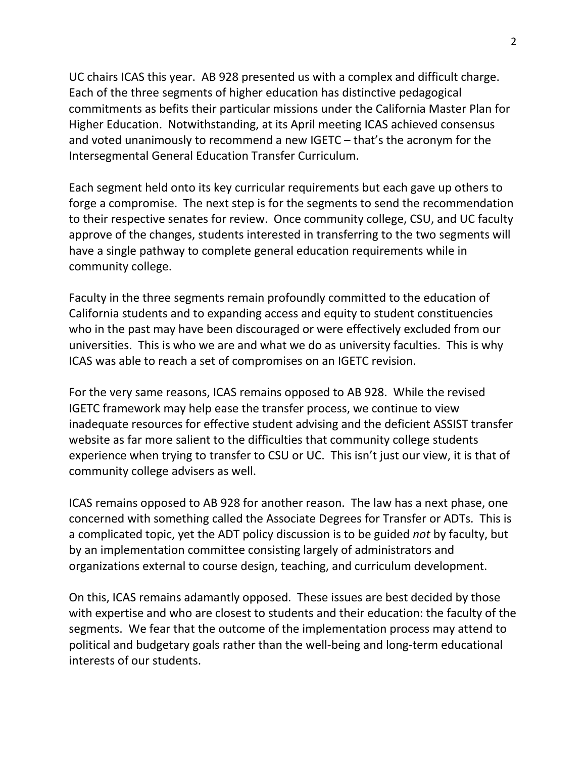UC chairs ICAS this year. AB 928 presented us with a complex and difficult charge. Each of the three segments of higher education has distinctive pedagogical commitments as befits their particular missions under the California Master Plan for Higher Education. Notwithstanding, at its April meeting ICAS achieved consensus and voted unanimously to recommend a new IGETC – that's the acronym for the Intersegmental General Education Transfer Curriculum.

Each segment held onto its key curricular requirements but each gave up others to forge a compromise. The next step is for the segments to send the recommendation to their respective senates for review. Once community college, CSU, and UC faculty approve of the changes, students interested in transferring to the two segments will have a single pathway to complete general education requirements while in community college.

Faculty in the three segments remain profoundly committed to the education of California students and to expanding access and equity to student constituencies who in the past may have been discouraged or were effectively excluded from our universities. This is who we are and what we do as university faculties. This is why ICAS was able to reach a set of compromises on an IGETC revision.

For the very same reasons, ICAS remains opposed to AB 928. While the revised IGETC framework may help ease the transfer process, we continue to view inadequate resources for effective student advising and the deficient ASSIST transfer website as far more salient to the difficulties that community college students experience when trying to transfer to CSU or UC. This isn't just our view, it is that of community college advisers as well.

ICAS remains opposed to AB 928 for another reason. The law has a next phase, one concerned with something called the Associate Degrees for Transfer or ADTs. This is a complicated topic, yet the ADT policy discussion is to be guided *not* by faculty, but by an implementation committee consisting largely of administrators and organizations external to course design, teaching, and curriculum development.

On this, ICAS remains adamantly opposed. These issues are best decided by those with expertise and who are closest to students and their education: the faculty of the segments. We fear that the outcome of the implementation process may attend to political and budgetary goals rather than the well-being and long-term educational interests of our students.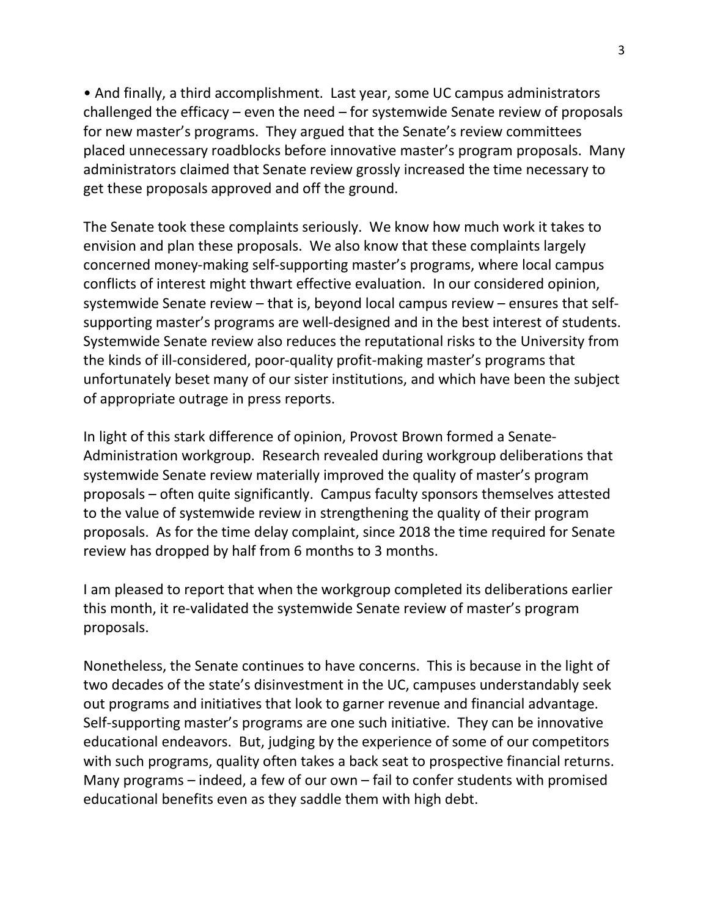- And finally, a third accomplishment. Last year, some UC campus administrators challenged the efficacy – even the need – for systemwide Senate review of proposals for new master's programs. They argued that the Senate's review committees placed unnecessary roadblocks before innovative master's program proposals. Many administrators claimed that Senate review grossly increased the time necessary to get these proposals approved and off the ground.

The Senate took these complaints seriously. We know how much work it takes to envision and plan these proposals. We also know that these complaints largely concerned money-making self-supporting master's programs, where local campus conflicts of interest might thwart effective evaluation. In our considered opinion, systemwide Senate review – that is, beyond local campus review – ensures that self-supporting master's programs are well-designed and in the best interest of students. Systemwide Senate review also reduces the reputational risks to the University from the kinds of ill-considered, poor-quality profit-making master's programs that unfortunately beset many of our sister institutions, and which have been the subject of appropriate outrage in press reports.

In light of this stark difference of opinion, Provost Brown formed a Senate-Administration workgroup. Research revealed during workgroup deliberations that systemwide Senate review materially improved the quality of master's program proposals – often quite significantly. Campus faculty sponsors themselves attested to the value of systemwide review in strengthening the quality of their program proposals. As for the time delay complaint, since 2018 the time required for Senate review has dropped by half from 6 months to 3 months.

I am pleased to report that when the workgroup completed its deliberations earlier this month, it re-validated the systemwide Senate review of master's program proposals.

Nonetheless, the Senate continues to have concerns. This is because in the light of two decades of the state's disinvestment in the UC, campuses understandably seek out programs and initiatives that look to garner revenue and financial advantage. Self-supporting master's programs are one such initiative. They can be innovative educational endeavors. But, judging by the experience of some of our competitors with such programs, quality often takes a back seat to prospective financial returns. Many programs – indeed, a few of our own – fail to confer students with promised educational benefits even as they saddle them with high debt.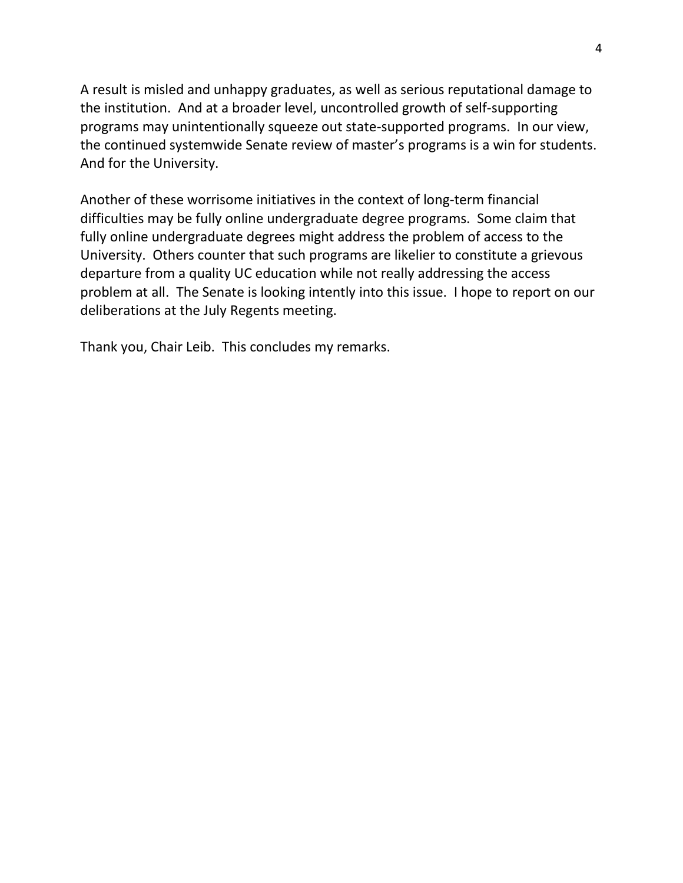A result is misled and unhappy graduates, as well as serious reputational damage to the institution. And at a broader level, uncontrolled growth of self-supporting programs may unintentionally squeeze out state-supported programs. In our view, the continued systemwide Senate review of master's programs is a win for students. And for the University.

Another of these worrisome initiatives in the context of long-term financial difficulties may be fully online undergraduate degree programs. Some claim that fully online undergraduate degrees might address the problem of access to the University. Others counter that such programs are likelier to constitute a grievous departure from a quality UC education while not really addressing the access problem at all. The Senate is looking intently into this issue. I hope to report on our deliberations at the July Regents meeting.

Thank you, Chair Leib. This concludes my remarks.